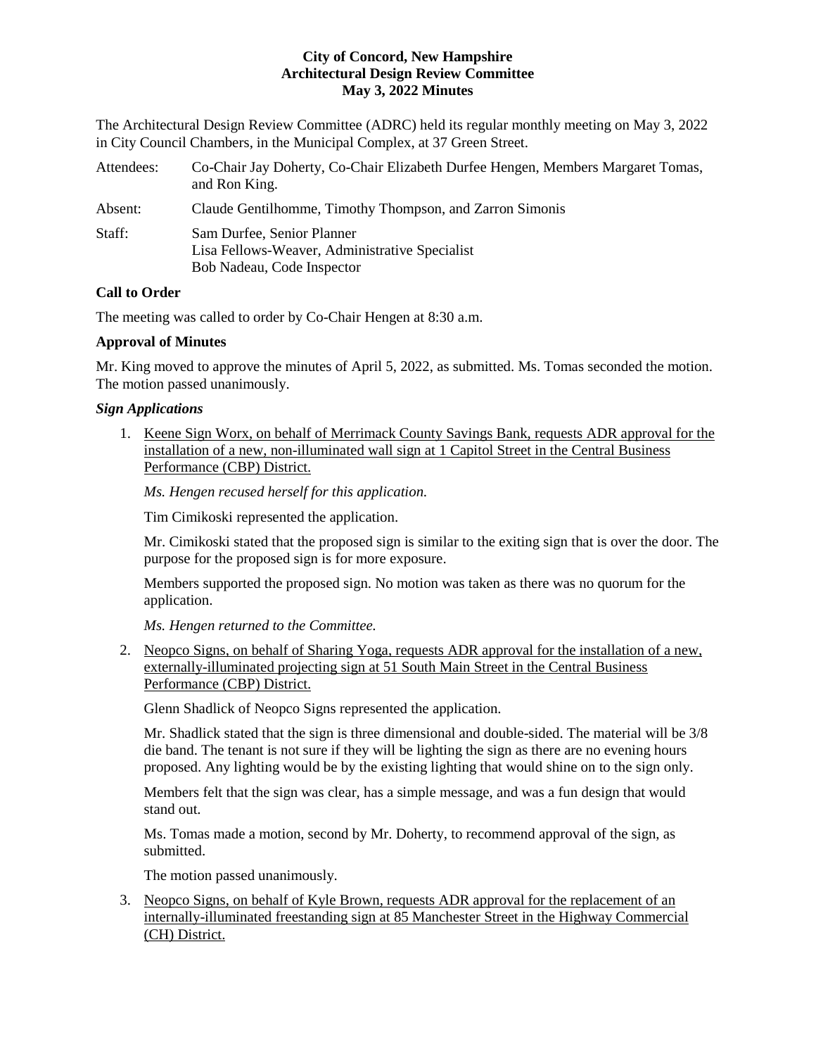**City of Concord, New Hampshire**
**Architectural Design Review Committee**
**May 3, 2022 Minutes**

The Architectural Design Review Committee (ADRC) held its regular monthly meeting on May 3, 2022 in City Council Chambers, in the Municipal Complex, at 37 Green Street.

Attendees: Co-Chair Jay Doherty, Co-Chair Elizabeth Durfee Hengen, Members Margaret Tomas, and Ron King.

Absent: Claude Gentilhomme, Timothy Thompson, and Zarron Simonis

Staff: Sam Durfee, Senior Planner
Lisa Fellows-Weaver, Administrative Specialist
Bob Nadeau, Code Inspector

**Call to Order**

The meeting was called to order by Co-Chair Hengen at 8:30 a.m.

**Approval of Minutes**

Mr. King moved to approve the minutes of April 5, 2022, as submitted. Ms. Tomas seconded the motion. The motion passed unanimously.

***Sign Applications***

1. Keene Sign Worx, on behalf of Merrimack County Savings Bank, requests ADR approval for the installation of a new, non-illuminated wall sign at 1 Capitol Street in the Central Business Performance (CBP) District.

   *Ms. Hengen recused herself for this application.*

   Tim Cimikoski represented the application.

   Mr. Cimikoski stated that the proposed sign is similar to the exiting sign that is over the door. The purpose for the proposed sign is for more exposure.

   Members supported the proposed sign. No motion was taken as there was no quorum for the application.

   *Ms. Hengen returned to the Committee.*

2. Neopco Signs, on behalf of Sharing Yoga, requests ADR approval for the installation of a new, externally-illuminated projecting sign at 51 South Main Street in the Central Business Performance (CBP) District.

   Glenn Shadlick of Neopco Signs represented the application.

   Mr. Shadlick stated that the sign is three dimensional and double-sided. The material will be 3/8 die band. The tenant is not sure if they will be lighting the sign as there are no evening hours proposed. Any lighting would be by the existing lighting that would shine on to the sign only.

   Members felt that the sign was clear, has a simple message, and was a fun design that would stand out.

   Ms. Tomas made a motion, second by Mr. Doherty, to recommend approval of the sign, as submitted.

   The motion passed unanimously.

3. Neopco Signs, on behalf of Kyle Brown, requests ADR approval for the replacement of an internally-illuminated freestanding sign at 85 Manchester Street in the Highway Commercial (CH) District.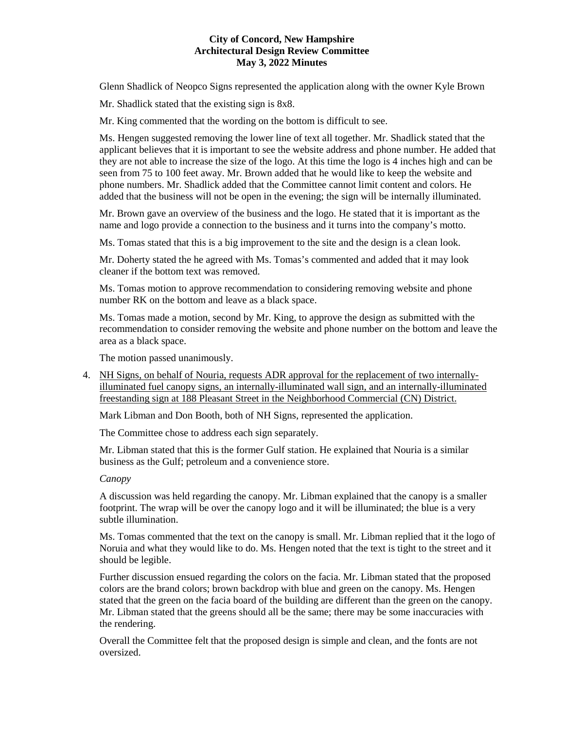# City of Concord, New Hampshire
## Architectural Design Review Committee
## May 3, 2022 Minutes

Glenn Shadlick of Neopco Signs represented the application along with the owner Kyle Brown

Mr. Shadlick stated that the existing sign is 8x8.

Mr. King commented that the wording on the bottom is difficult to see.

Ms. Hengen suggested removing the lower line of text all together. Mr. Shadlick stated that the applicant believes that it is important to see the website address and phone number. He added that they are not able to increase the size of the logo. At this time the logo is 4 inches high and can be seen from 75 to 100 feet away. Mr. Brown added that he would like to keep the website and phone numbers. Mr. Shadlick added that the Committee cannot limit content and colors. He added that the business will not be open in the evening; the sign will be internally illuminated.

Mr. Brown gave an overview of the business and the logo. He stated that it is important as the name and logo provide a connection to the business and it turns into the company's motto.

Ms. Tomas stated that this is a big improvement to the site and the design is a clean look.

Mr. Doherty stated the he agreed with Ms. Tomas's commented and added that it may look cleaner if the bottom text was removed.

Ms. Tomas motion to approve recommendation to considering removing website and phone number RK on the bottom and leave as a black space.

Ms. Tomas made a motion, second by Mr. King, to approve the design as submitted with the recommendation to consider removing the website and phone number on the bottom and leave the area as a black space.

The motion passed unanimously.

4. NH Signs, on behalf of Nouria, requests ADR approval for the replacement of two internally-illuminated fuel canopy signs, an internally-illuminated wall sign, and an internally-illuminated freestanding sign at 188 Pleasant Street in the Neighborhood Commercial (CN) District.

   Mark Libman and Don Booth, both of NH Signs, represented the application.

   The Committee chose to address each sign separately.

   Mr. Libman stated that this is the former Gulf station. He explained that Nouria is a similar business as the Gulf; petroleum and a convenience store.

   *Canopy*

   A discussion was held regarding the canopy. Mr. Libman explained that the canopy is a smaller footprint. The wrap will be over the canopy logo and it will be illuminated; the blue is a very subtle illumination.

   Ms. Tomas commented that the text on the canopy is small. Mr. Libman replied that it the logo of Noruia and what they would like to do. Ms. Hengen noted that the text is tight to the street and it should be legible.

   Further discussion ensued regarding the colors on the facia. Mr. Libman stated that the proposed colors are the brand colors; brown backdrop with blue and green on the canopy. Ms. Hengen stated that the green on the facia board of the building are different than the green on the canopy. Mr. Libman stated that the greens should all be the same; there may be some inaccuracies with the rendering.

   Overall the Committee felt that the proposed design is simple and clean, and the fonts are not oversized.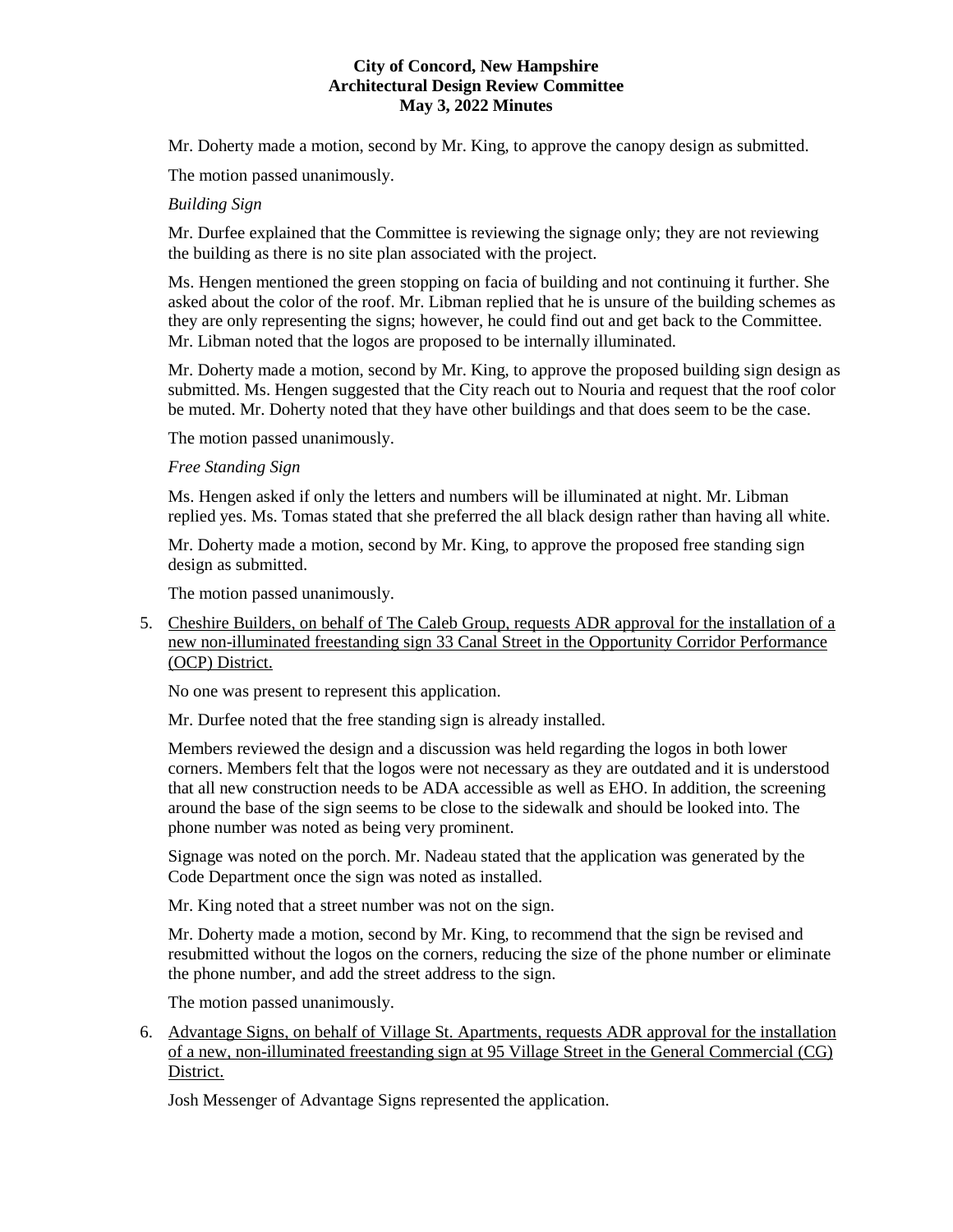Mr. Doherty made a motion, second by Mr. King, to approve the canopy design as submitted.

The motion passed unanimously.

*Building Sign*

Mr. Durfee explained that the Committee is reviewing the signage only; they are not reviewing the building as there is no site plan associated with the project.

Ms. Hengen mentioned the green stopping on facia of building and not continuing it further. She asked about the color of the roof. Mr. Libman replied that he is unsure of the building schemes as they are only representing the signs; however, he could find out and get back to the Committee. Mr. Libman noted that the logos are proposed to be internally illuminated.

Mr. Doherty made a motion, second by Mr. King, to approve the proposed building sign design as submitted. Ms. Hengen suggested that the City reach out to Nouria and request that the roof color be muted. Mr. Doherty noted that they have other buildings and that does seem to be the case.

The motion passed unanimously.

*Free Standing Sign*

Ms. Hengen asked if only the letters and numbers will be illuminated at night. Mr. Libman replied yes. Ms. Tomas stated that she preferred the all black design rather than having all white.

Mr. Doherty made a motion, second by Mr. King, to approve the proposed free standing sign design as submitted.

The motion passed unanimously.

5. Cheshire Builders, on behalf of The Caleb Group, requests ADR approval for the installation of a new non-illuminated freestanding sign 33 Canal Street in the Opportunity Corridor Performance (OCP) District.

   No one was present to represent this application.

   Mr. Durfee noted that the free standing sign is already installed.

   Members reviewed the design and a discussion was held regarding the logos in both lower corners. Members felt that the logos were not necessary as they are outdated and it is understood that all new construction needs to be ADA accessible as well as EHO. In addition, the screening around the base of the sign seems to be close to the sidewalk and should be looked into. The phone number was noted as being very prominent.

   Signage was noted on the porch. Mr. Nadeau stated that the application was generated by the Code Department once the sign was noted as installed.

   Mr. King noted that a street number was not on the sign.

   Mr. Doherty made a motion, second by Mr. King, to recommend that the sign be revised and resubmitted without the logos on the corners, reducing the size of the phone number or eliminate the phone number, and add the street address to the sign.

   The motion passed unanimously.

6. Advantage Signs, on behalf of Village St. Apartments, requests ADR approval for the installation of a new, non-illuminated freestanding sign at 95 Village Street in the General Commercial (CG) District.

   Josh Messenger of Advantage Signs represented the application.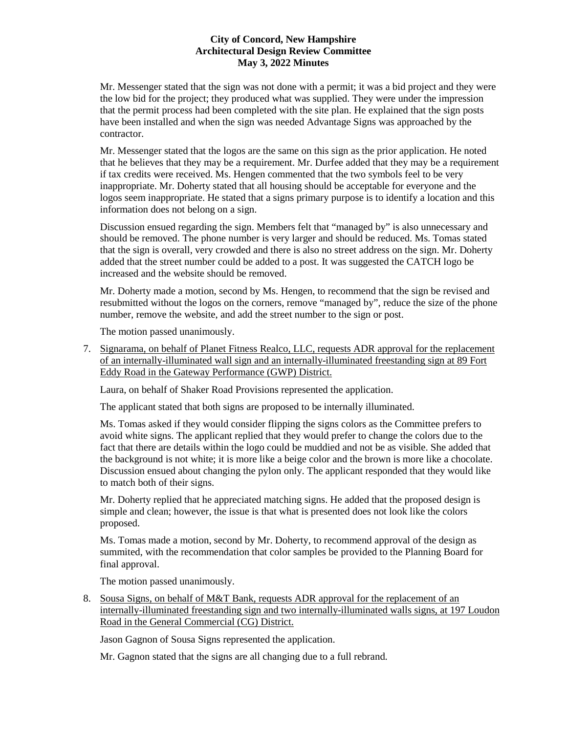Mr. Messenger stated that the sign was not done with a permit; it was a bid project and they were the low bid for the project; they produced what was supplied. They were under the impression that the permit process had been completed with the site plan. He explained that the sign posts have been installed and when the sign was needed Advantage Signs was approached by the contractor.

Mr. Messenger stated that the logos are the same on this sign as the prior application. He noted that he believes that they may be a requirement. Mr. Durfee added that they may be a requirement if tax credits were received. Ms. Hengen commented that the two symbols feel to be very inappropriate. Mr. Doherty stated that all housing should be acceptable for everyone and the logos seem inappropriate. He stated that a signs primary purpose is to identify a location and this information does not belong on a sign.

Discussion ensued regarding the sign. Members felt that "managed by" is also unnecessary and should be removed. The phone number is very larger and should be reduced. Ms. Tomas stated that the sign is overall, very crowded and there is also no street address on the sign. Mr. Doherty added that the street number could be added to a post. It was suggested the CATCH logo be increased and the website should be removed.

Mr. Doherty made a motion, second by Ms. Hengen, to recommend that the sign be revised and resubmitted without the logos on the corners, remove "managed by", reduce the size of the phone number, remove the website, and add the street number to the sign or post.

The motion passed unanimously.

7. Signarama, on behalf of Planet Fitness Realco, LLC, requests ADR approval for the replacement of an internally-illuminated wall sign and an internally-illuminated freestanding sign at 89 Fort Eddy Road in the Gateway Performance (GWP) District.

   Laura, on behalf of Shaker Road Provisions represented the application.

   The applicant stated that both signs are proposed to be internally illuminated.

   Ms. Tomas asked if they would consider flipping the signs colors as the Committee prefers to avoid white signs. The applicant replied that they would prefer to change the colors due to the fact that there are details within the logo could be muddied and not be as visible. She added that the background is not white; it is more like a beige color and the brown is more like a chocolate. Discussion ensued about changing the pylon only. The applicant responded that they would like to match both of their signs.

   Mr. Doherty replied that he appreciated matching signs. He added that the proposed design is simple and clean; however, the issue is that what is presented does not look like the colors proposed.

   Ms. Tomas made a motion, second by Mr. Doherty, to recommend approval of the design as summited, with the recommendation that color samples be provided to the Planning Board for final approval.

   The motion passed unanimously.

8. Sousa Signs, on behalf of M&T Bank, requests ADR approval for the replacement of an internally-illuminated freestanding sign and two internally-illuminated walls signs, at 197 Loudon Road in the General Commercial (CG) District.

   Jason Gagnon of Sousa Signs represented the application.

   Mr. Gagnon stated that the signs are all changing due to a full rebrand.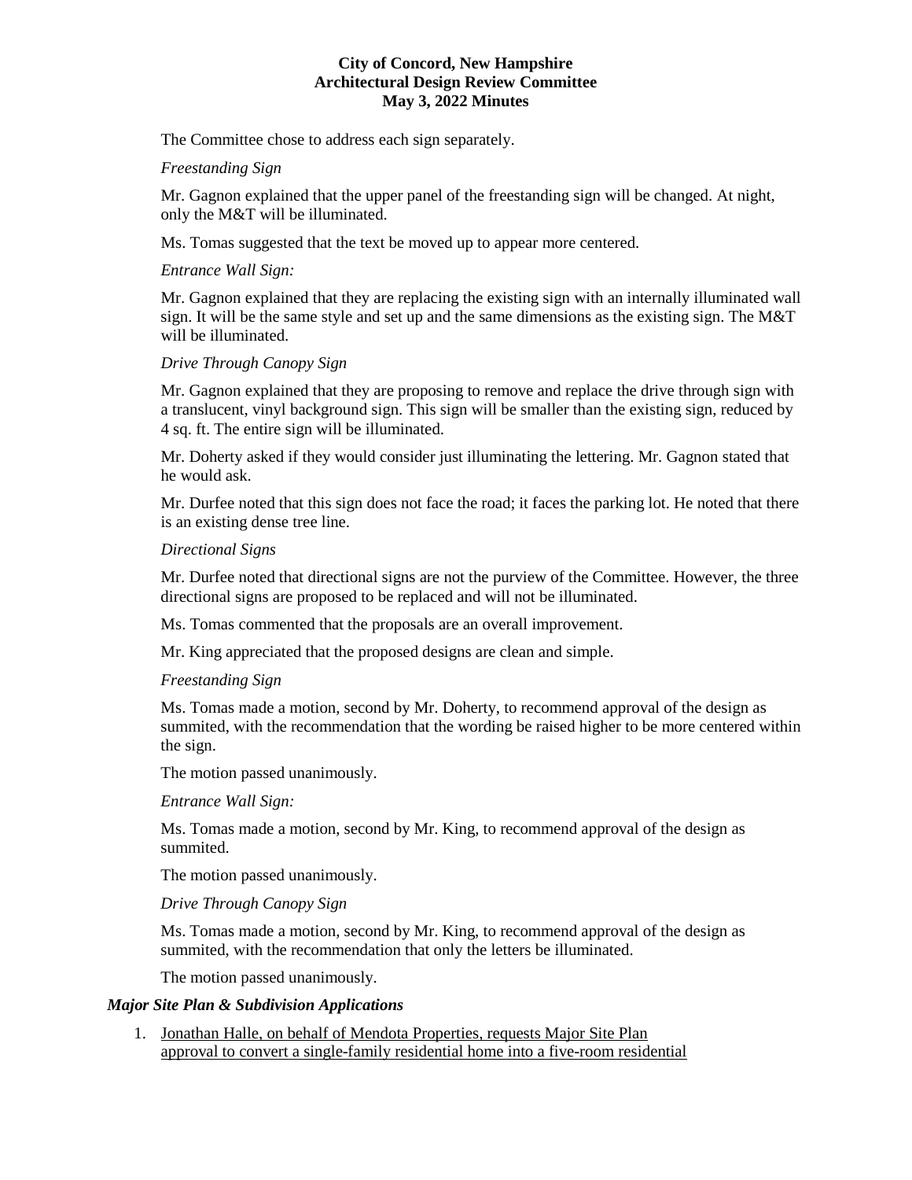The Committee chose to address each sign separately.

*Freestanding Sign*

Mr. Gagnon explained that the upper panel of the freestanding sign will be changed. At night, only the M&T will be illuminated.

Ms. Tomas suggested that the text be moved up to appear more centered.

*Entrance Wall Sign:*

Mr. Gagnon explained that they are replacing the existing sign with an internally illuminated wall sign. It will be the same style and set up and the same dimensions as the existing sign. The M&T will be illuminated.

*Drive Through Canopy Sign*

Mr. Gagnon explained that they are proposing to remove and replace the drive through sign with a translucent, vinyl background sign. This sign will be smaller than the existing sign, reduced by 4 sq. ft. The entire sign will be illuminated.

Mr. Doherty asked if they would consider just illuminating the lettering. Mr. Gagnon stated that he would ask.

Mr. Durfee noted that this sign does not face the road; it faces the parking lot. He noted that there is an existing dense tree line.

*Directional Signs*

Mr. Durfee noted that directional signs are not the purview of the Committee. However, the three directional signs are proposed to be replaced and will not be illuminated.

Ms. Tomas commented that the proposals are an overall improvement.

Mr. King appreciated that the proposed designs are clean and simple.

*Freestanding Sign*

Ms. Tomas made a motion, second by Mr. Doherty, to recommend approval of the design as summited, with the recommendation that the wording be raised higher to be more centered within the sign.

The motion passed unanimously.

*Entrance Wall Sign:*

Ms. Tomas made a motion, second by Mr. King, to recommend approval of the design as summited.

The motion passed unanimously.

*Drive Through Canopy Sign*

Ms. Tomas made a motion, second by Mr. King, to recommend approval of the design as summited, with the recommendation that only the letters be illuminated.

The motion passed unanimously.

### *Major Site Plan & Subdivision Applications*

1. Jonathan Halle, on behalf of Mendota Properties, requests Major Site Plan approval to convert a single-family residential home into a five-room residential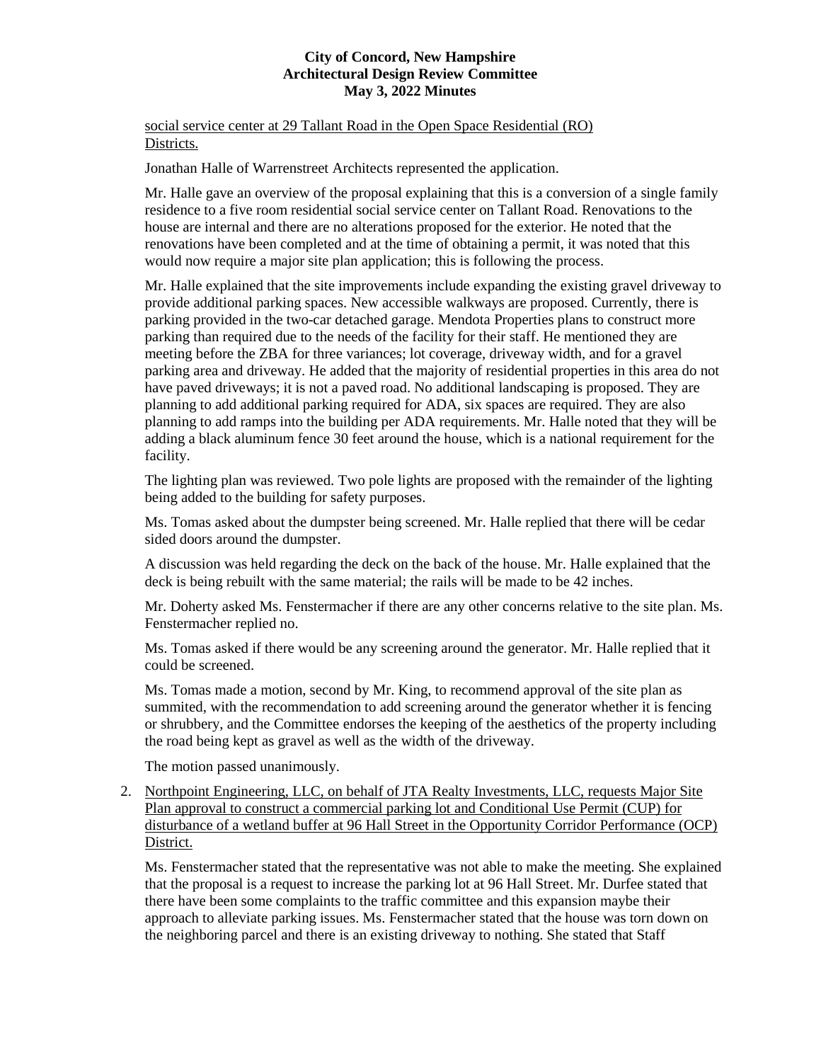social service center at 29 Tallant Road in the Open Space Residential (RO) Districts.

Jonathan Halle of Warrenstreet Architects represented the application.

Mr. Halle gave an overview of the proposal explaining that this is a conversion of a single family residence to a five room residential social service center on Tallant Road. Renovations to the house are internal and there are no alterations proposed for the exterior. He noted that the renovations have been completed and at the time of obtaining a permit, it was noted that this would now require a major site plan application; this is following the process.

Mr. Halle explained that the site improvements include expanding the existing gravel driveway to provide additional parking spaces. New accessible walkways are proposed. Currently, there is parking provided in the two-car detached garage. Mendota Properties plans to construct more parking than required due to the needs of the facility for their staff. He mentioned they are meeting before the ZBA for three variances; lot coverage, driveway width, and for a gravel parking area and driveway. He added that the majority of residential properties in this area do not have paved driveways; it is not a paved road. No additional landscaping is proposed. They are planning to add additional parking required for ADA, six spaces are required. They are also planning to add ramps into the building per ADA requirements. Mr. Halle noted that they will be adding a black aluminum fence 30 feet around the house, which is a national requirement for the facility.

The lighting plan was reviewed. Two pole lights are proposed with the remainder of the lighting being added to the building for safety purposes.

Ms. Tomas asked about the dumpster being screened. Mr. Halle replied that there will be cedar sided doors around the dumpster.

A discussion was held regarding the deck on the back of the house. Mr. Halle explained that the deck is being rebuilt with the same material; the rails will be made to be 42 inches.

Mr. Doherty asked Ms. Fenstermacher if there are any other concerns relative to the site plan. Ms. Fenstermacher replied no.

Ms. Tomas asked if there would be any screening around the generator. Mr. Halle replied that it could be screened.

Ms. Tomas made a motion, second by Mr. King, to recommend approval of the site plan as summited, with the recommendation to add screening around the generator whether it is fencing or shrubbery, and the Committee endorses the keeping of the aesthetics of the property including the road being kept as gravel as well as the width of the driveway.

The motion passed unanimously.

2. Northpoint Engineering, LLC, on behalf of JTA Realty Investments, LLC, requests Major Site Plan approval to construct a commercial parking lot and Conditional Use Permit (CUP) for disturbance of a wetland buffer at 96 Hall Street in the Opportunity Corridor Performance (OCP) District.

   Ms. Fenstermacher stated that the representative was not able to make the meeting. She explained that the proposal is a request to increase the parking lot at 96 Hall Street. Mr. Durfee stated that there have been some complaints to the traffic committee and this expansion maybe their approach to alleviate parking issues. Ms. Fenstermacher stated that the house was torn down on the neighboring parcel and there is an existing driveway to nothing. She stated that Staff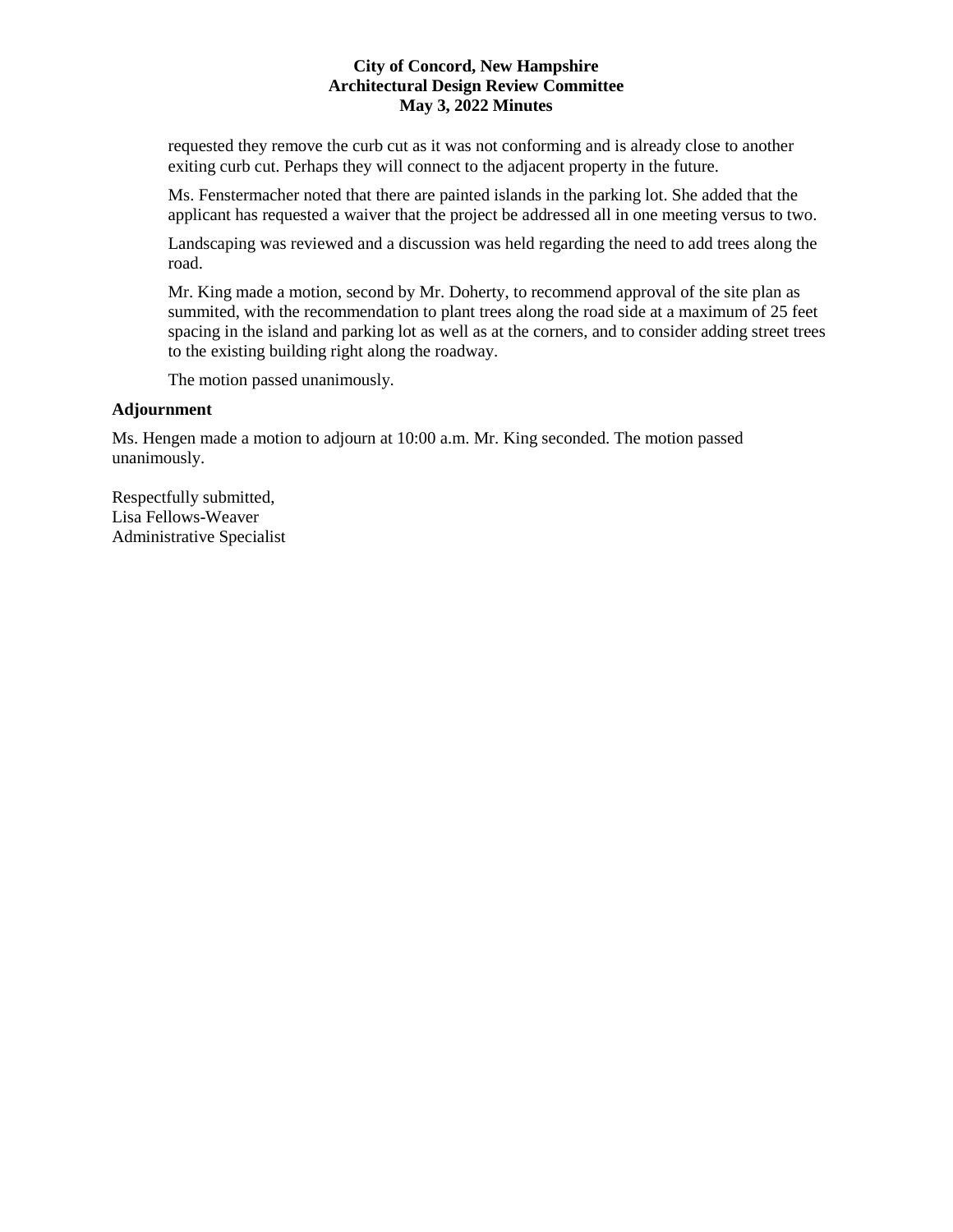requested they remove the curb cut as it was not conforming and is already close to another exiting curb cut. Perhaps they will connect to the adjacent property in the future.

Ms. Fenstermacher noted that there are painted islands in the parking lot. She added that the applicant has requested a waiver that the project be addressed all in one meeting versus to two.

Landscaping was reviewed and a discussion was held regarding the need to add trees along the road.

Mr. King made a motion, second by Mr. Doherty, to recommend approval of the site plan as summited, with the recommendation to plant trees along the road side at a maximum of 25 feet spacing in the island and parking lot as well as at the corners, and to consider adding street trees to the existing building right along the roadway.

The motion passed unanimously.

**Adjournment**

Ms. Hengen made a motion to adjourn at 10:00 a.m. Mr. King seconded. The motion passed unanimously.

Respectfully submitted,
Lisa Fellows-Weaver
Administrative Specialist